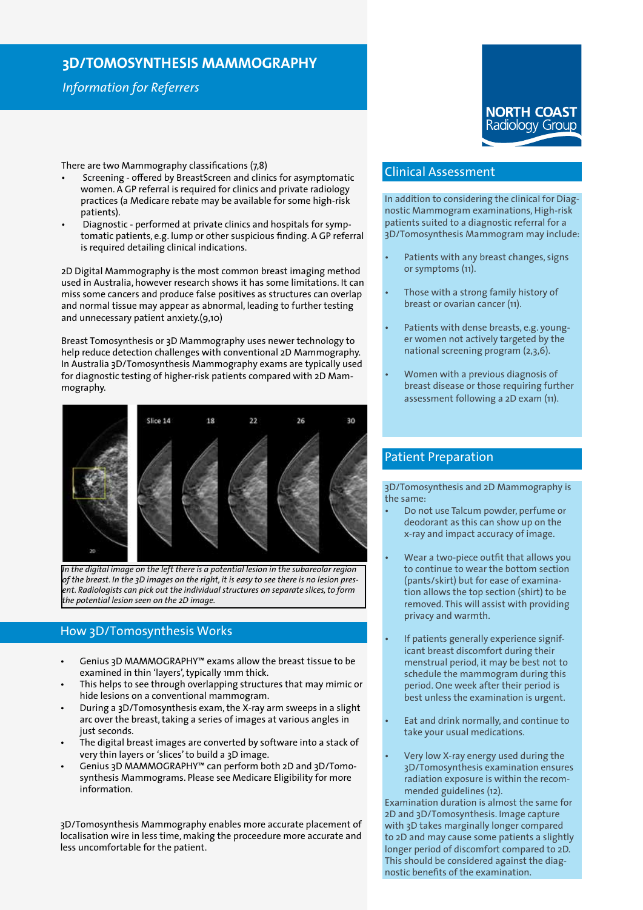# 3D/TOMOSYNTHESIS MAMMOGRAPHY

*Information for Referrers*

There are two Mammography classifications (7,8)

- Screening - offered by BreastScreen and clinics for asymptomatic women. A GP referral is required for clinics and private radiology practices (a Medicare rebate may be available for some high-risk patients).
- Diagnostic - performed at private clinics and hospitals for symptomatic patients, e.g. lump or other suspicious finding. A GP referral is required detailing clinical indications.

2D Digital Mammography is the most common breast imaging method used in Australia, however research shows it has some limitations. It can miss some cancers and produce false positives as structures can overlap and normal tissue may appear as abnormal, leading to further testing and unnecessary patient anxiety.(9,10)

Breast Tomosynthesis or 3D Mammography uses newer technology to help reduce detection challenges with conventional 2D Mammography. In Australia 3D/Tomosynthesis Mammography exams are typically used for diagnostic testing of higher-risk patients compared with 2D Mammography.

*In the digital image on the left there is a potential lesion in the subareolar region of the breast. In the 3D images on the right, it is easy to see there is no lesion present. Radiologists can pick out the individual structures on separate slices, to form the potential lesion seen on the 2D image.*

## How 3D/Tomosynthesis Works

- Genius 3D MAMMOGRAPHY™ exams allow the breast tissue to be examined in thin 'layers', typically 1mm thick.
- This helps to see through overlapping structures that may mimic or hide lesions on a conventional mammogram.
- During a 3D/Tomosynthesis exam, the X-ray arm sweeps in a slight arc over the breast, taking a series of images at various angles in just seconds.
- The digital breast images are converted by software into a stack of very thin layers or 'slices' to build a 3D image.
- Genius 3D MAMMOGRAPHY™ can perform both 2D and 3D/Tomosynthesis Mammograms. Please see Medicare Eligibility for more information.

3D/Tomosynthesis Mammography enables more accurate placement of localisation wire in less time, making the proceedure more accurate and less uncomfortable for the patient.

## Clinical Assessment

In addition to considering the clinical for Diagnostic Mammogram examinations, High-risk patients suited to a diagnostic referral for a 3D/Tomosynthesis Mammogram may include:

- Patients with any breast changes, signs or symptoms (11).
- Those with a strong family history of breast or ovarian cancer (11).
- Patients with dense breasts, e.g. younger women not actively targeted by the national screening program (2,3,6).
- Women with a previous diagnosis of breast disease or those requiring further assessment following a 2D exam (11).

## Patient Preparation

3D/Tomosynthesis and 2D Mammography is the same:

- Do not use Talcum powder, perfume or deodorant as this can show up on the x-ray and impact accuracy of image.
- Wear a two-piece outfit that allows you to continue to wear the bottom section (pants/skirt) but for ease of examination allows the top section (shirt) to be removed. This will assist with providing privacy and warmth.
- If patients generally experience significant breast discomfort during their menstrual period, it may be best not to schedule the mammogram during this period. One week after their period is best unless the examination is urgent.
- Eat and drink normally, and continue to take your usual medications.
- Very low X-ray energy used during the 3D/Tomosynthesis examination ensures radiation exposure is within the recommended guidelines (12).

Examination duration is almost the same for 2D and 3D/Tomosynthesis. Image capture with 3D takes marginally longer compared to 2D and may cause some patients a slightly longer period of discomfort compared to 2D. This should be considered against the diagnostic benefits of the examination.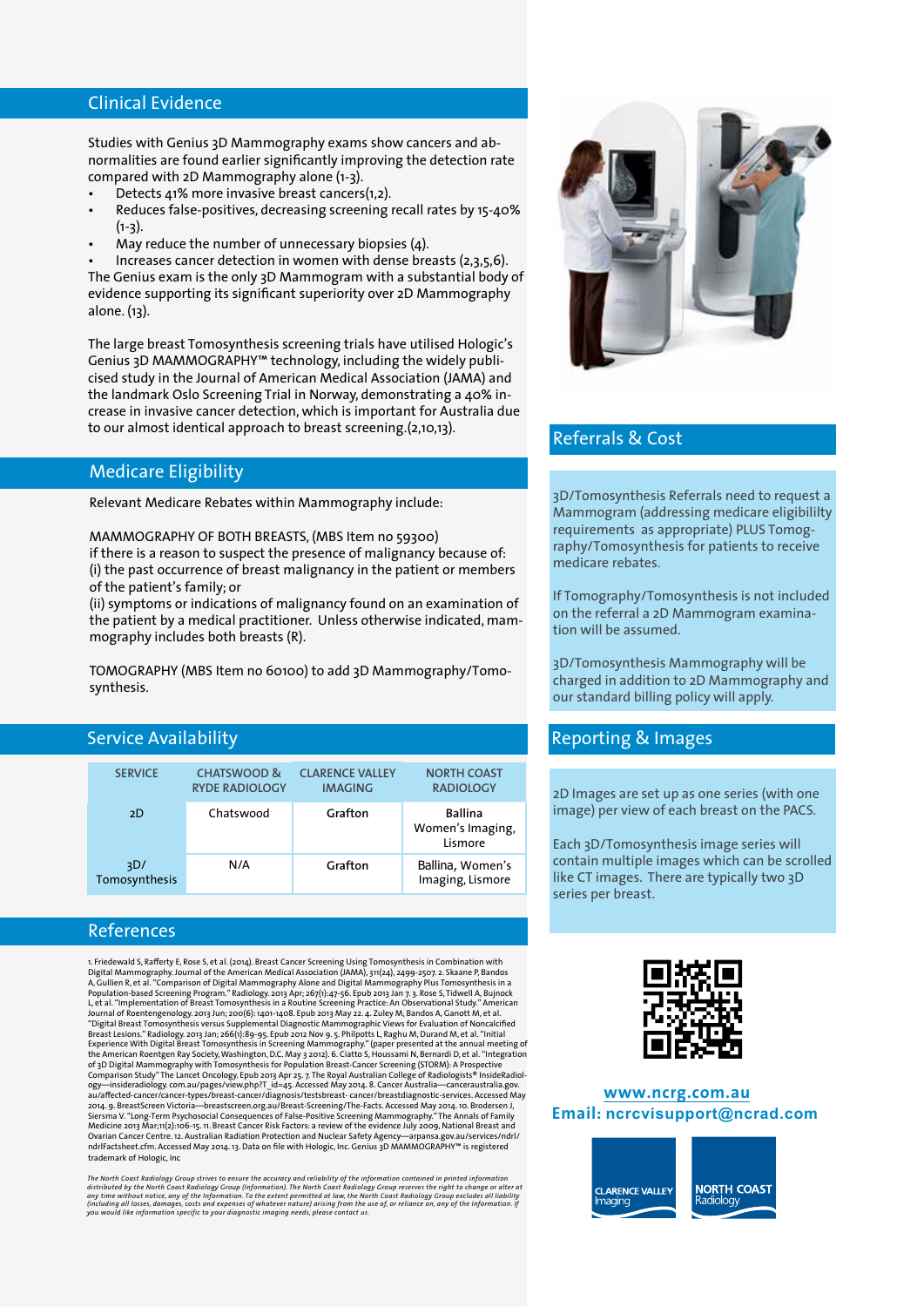## Clinical Evidence

Studies with Genius 3D Mammography exams show cancers and abnormalities are found earlier significantly improving the detection rate compared with 2D Mammography alone (1-3).

- Detects 41% more invasive breast cancers(1,2).
- Reduces false-positives, decreasing screening recall rates by 15-40% (1-3).
- May reduce the number of unnecessary biopsies (4).
- Increases cancer detection in women with dense breasts (2,3,5,6).

The Genius exam is the only 3D Mammogram with a substantial body of evidence supporting its significant superiority over 2D Mammography alone. (13).

The large breast Tomosynthesis screening trials have utilised Hologic's Genius 3D MAMMOGRAPHY™ technology, including the widely publicised study in the Journal of American Medical Association (JAMA) and the landmark Oslo Screening Trial in Norway, demonstrating a 40% increase in invasive cancer detection, which is important for Australia due to our almost identical approach to breast screening.(2,10,13).

## Medicare Eligibility

Relevant Medicare Rebates within Mammography include:

MAMMOGRAPHY OF BOTH BREASTS, (MBS Item no 59300)
if there is a reason to suspect the presence of malignancy because of:
(i) the past occurrence of breast malignancy in the patient or members of the patient's family; or
(ii) symptoms or indications of malignancy found on an examination of the patient by a medical practitioner. Unless otherwise indicated, mammography includes both breasts (R).

TOMOGRAPHY (MBS Item no 60100) to add 3D Mammography/Tomosynthesis.

## Service Availability

| SERVICE | CHATSWOOD & RYDE RADIOLOGY | CLARENCE VALLEY IMAGING | NORTH COAST RADIOLOGY |
|---|---|---|---|
| 2D | Chatswood | Grafton | Ballina Women's Imaging, Lismore |
| 3D/ Tomosynthesis | N/A | Grafton | Ballina, Women's Imaging, Lismore |

## References

1. Friedewald S, Rafferty E, Rose S, et al. (2014). Breast Cancer Screening Using Tomosynthesis in Combination with Digital Mammography. Journal of the American Medical Association (JAMA), 311(24), 2499-2507. 2. Skaane P, Bandos A, Gullien R, et al. "Comparison of Digital Mammography Alone and Digital Mammography Plus Tomosynthesis in a Population-based Screening Program." Radiology. 2013 Apr; 267(1):47-56. Epub 2013 Jan 7. 3. Rose S, Tidwell A, Bujnock L, et al. "Implementation of Breast Tomosynthesis in a Routine Screening Practice: An Observational Study." American Journal of Roentgenology. 2013 Jun; 200(6): 1401-1408. Epub 2013 May 22. 4. Zuley M, Bandos A, Ganott M, et al. "Digital Breast Tomosynthesis versus Supplemental Diagnostic Mammographic Views for Evaluation of Noncalcified Breast Lesions." Radiology. 2013 Jan; 266(1):89-95. Epub 2012 Nov 9. 5. Philpotts L, Raghu M, Durand M, et al. "Initial Experience With Digital Breast Tomosynthesis in Screening Mammography." (paper presented at the annual meeting of the American Roentgen Ray Society, Washington, D.C. May 3 2012). 6. Ciatto S, Houssami N, Bernardi D, et al. "Integration of 3D Digital Mammography with Tomosynthesis for Population Breast-Cancer Screening (STORM): A Prospective Comparison Study" The Lancet Oncology. Epub 2013 Apr 25. 7. The Royal Australian College of Radiologists® InsideRadiology—insideradiology.com.au/pages/view.php?T_id=45. Accessed May 2014. 8. Cancer Australia—canceraustralia.gov.au/affected-cancer/cancer-types/breast-cancer/diagnosis/testsbreast- cancer/breastdiagnostic-services. Accessed May 2014. 9. BreastScreen Victoria—breastscreen.org.au/Breast-Screening/The-Facts. Accessed May 2014. 10. Brodersen J, Siersma V. "Long-Term Psychosocial Consequences of False-Positive Screening Mammography." The Annals of Family Medicine 2013 Mar;11(2):106-15. 11. Breast Cancer Risk Factors: a review of the evidence July 2009, National Breast and Ovarian Cancer Centre. 12. Australian Radiation Protection and Nuclear Safety Agency—arpansa.gov.au/services/ndrl/ndrlFactsheet.cfm. Accessed May 2014. 13. Data on file with Hologic, Inc. Genius 3D MAMMOGRAPHY™ is registered trademark of Hologic, Inc

*The North Coast Radiology Group strives to ensure the accuracy and reliability of the information contained in printed information distributed by the North Coast Radiology Group (Information). The North Coast Radiology Group reserves the right to change or alter at any time without notice, any of the Information. To the extent permitted at law, the North Coast Radiology Group excludes all liability (including all losses, damages, costs and expenses of whatever nature) arising from the use of, or reliance on, any of the Information. If you would like information specific to your diagnostic imaging needs, please contact us.*

## Referrals & Cost

3D/Tomosynthesis Referrals need to request a Mammogram (addressing medicare eligibililty requirements as appropriate) PLUS Tomography/Tomosynthesis for patients to receive medicare rebates.

If Tomography/Tomosynthesis is not included on the referral a 2D Mammogram examination will be assumed.

3D/Tomosynthesis Mammography will be charged in addition to 2D Mammography and our standard billing policy will apply.

## Reporting & Images

2D Images are set up as one series (with one image) per view of each breast on the PACS.

Each 3D/Tomosynthesis image series will contain multiple images which can be scrolled like CT images. There are typically two 3D series per breast.

**www.ncrg.com.au**
**Email: ncrcvisupport@ncrad.com**

CLARENCE VALLEY Imaging

NORTH COAST Radiology